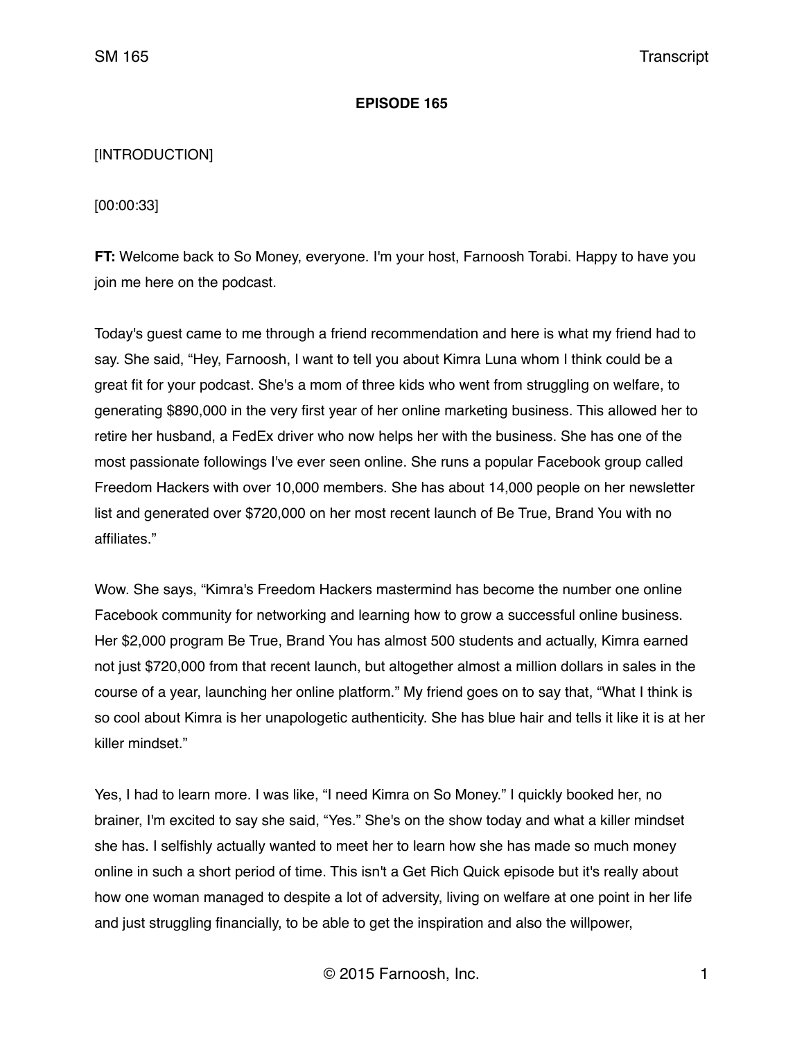**EPISODE 165**

[INTRODUCTION]

[00:00:33]

**FT:** Welcome back to So Money, everyone. I'm your host, Farnoosh Torabi. Happy to have you join me here on the podcast.

Today's guest came to me through a friend recommendation and here is what my friend had to say. She said, "Hey, Farnoosh, I want to tell you about Kimra Luna whom I think could be a great fit for your podcast. She's a mom of three kids who went from struggling on welfare, to generating $890,000 in the very first year of her online marketing business. This allowed her to retire her husband, a FedEx driver who now helps her with the business. She has one of the most passionate followings I've ever seen online. She runs a popular Facebook group called Freedom Hackers with over 10,000 members. She has about 14,000 people on her newsletter list and generated over $720,000 on her most recent launch of Be True, Brand You with no affiliates."

Wow. She says, "Kimra's Freedom Hackers mastermind has become the number one online Facebook community for networking and learning how to grow a successful online business. Her $2,000 program Be True, Brand You has almost 500 students and actually, Kimra earned not just $720,000 from that recent launch, but altogether almost a million dollars in sales in the course of a year, launching her online platform." My friend goes on to say that, "What I think is so cool about Kimra is her unapologetic authenticity. She has blue hair and tells it like it is at her killer mindset."

Yes, I had to learn more. I was like, "I need Kimra on So Money." I quickly booked her, no brainer, I'm excited to say she said, "Yes." She's on the show today and what a killer mindset she has. I selfishly actually wanted to meet her to learn how she has made so much money online in such a short period of time. This isn't a Get Rich Quick episode but it's really about how one woman managed to despite a lot of adversity, living on welfare at one point in her life and just struggling financially, to be able to get the inspiration and also the willpower,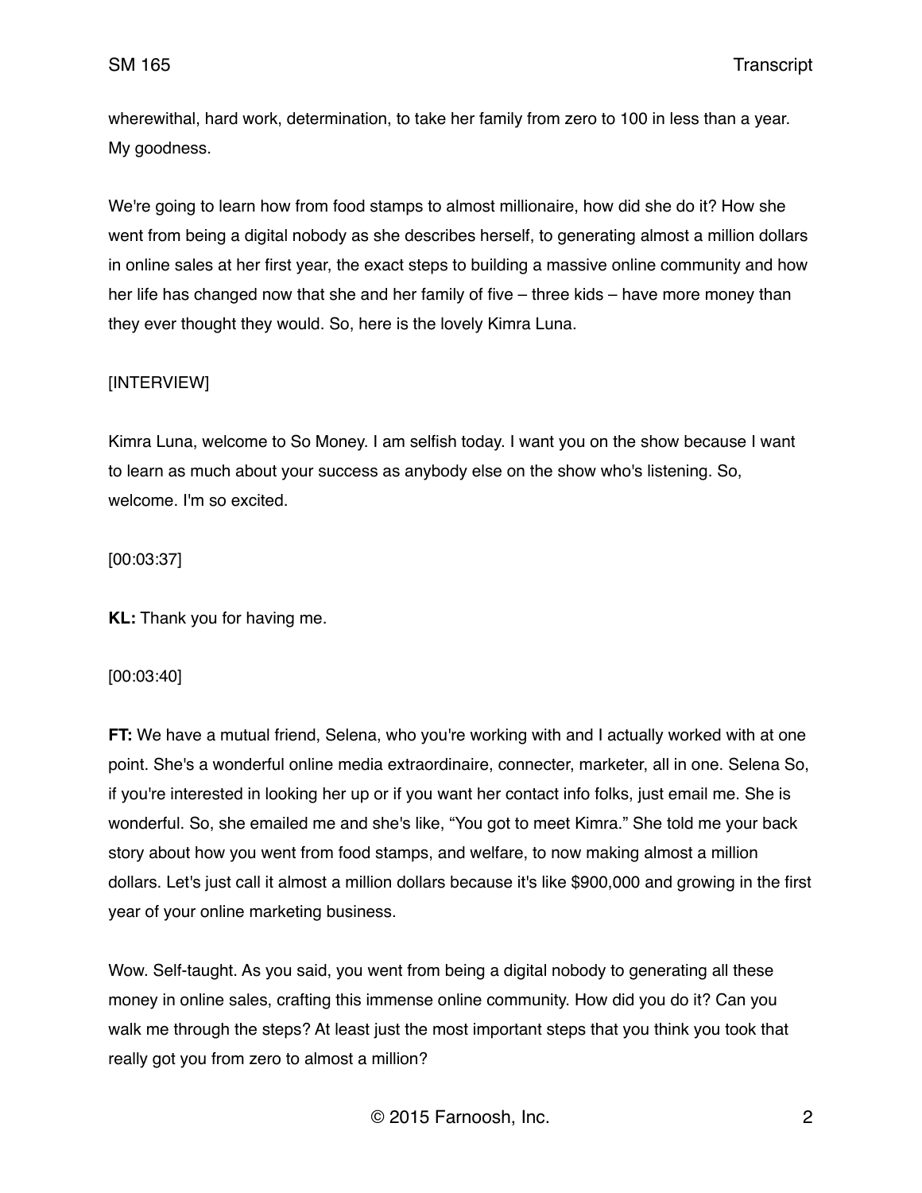wherewithal, hard work, determination, to take her family from zero to 100 in less than a year. My goodness.

We're going to learn how from food stamps to almost millionaire, how did she do it? How she went from being a digital nobody as she describes herself, to generating almost a million dollars in online sales at her first year, the exact steps to building a massive online community and how her life has changed now that she and her family of five – three kids – have more money than they ever thought they would. So, here is the lovely Kimra Luna.

[INTERVIEW]

Kimra Luna, welcome to So Money. I am selfish today. I want you on the show because I want to learn as much about your success as anybody else on the show who's listening. So, welcome. I'm so excited.

[00:03:37]

**KL:** Thank you for having me.

[00:03:40]

**FT:** We have a mutual friend, Selena, who you're working with and I actually worked with at one point. She's a wonderful online media extraordinaire, connecter, marketer, all in one. Selena So, if you're interested in looking her up or if you want her contact info folks, just email me. She is wonderful. So, she emailed me and she's like, "You got to meet Kimra." She told me your back story about how you went from food stamps, and welfare, to now making almost a million dollars. Let's just call it almost a million dollars because it's like $900,000 and growing in the first year of your online marketing business.

Wow. Self-taught. As you said, you went from being a digital nobody to generating all these money in online sales, crafting this immense online community. How did you do it? Can you walk me through the steps? At least just the most important steps that you think you took that really got you from zero to almost a million?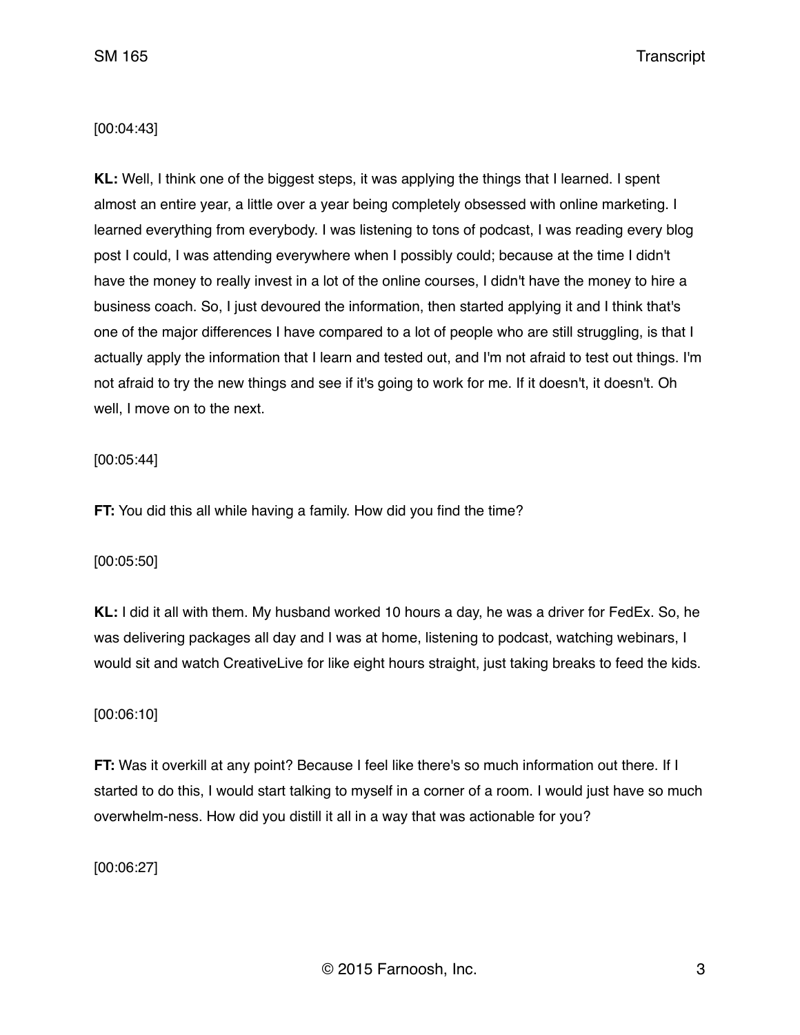[00:04:43]

**KL:** Well, I think one of the biggest steps, it was applying the things that I learned. I spent almost an entire year, a little over a year being completely obsessed with online marketing. I learned everything from everybody. I was listening to tons of podcast, I was reading every blog post I could, I was attending everywhere when I possibly could; because at the time I didn't have the money to really invest in a lot of the online courses, I didn't have the money to hire a business coach. So, I just devoured the information, then started applying it and I think that's one of the major differences I have compared to a lot of people who are still struggling, is that I actually apply the information that I learn and tested out, and I'm not afraid to test out things. I'm not afraid to try the new things and see if it's going to work for me. If it doesn't, it doesn't. Oh well, I move on to the next.

[00:05:44]

**FT:** You did this all while having a family. How did you find the time?

[00:05:50]

**KL:** I did it all with them. My husband worked 10 hours a day, he was a driver for FedEx. So, he was delivering packages all day and I was at home, listening to podcast, watching webinars, I would sit and watch CreativeLive for like eight hours straight, just taking breaks to feed the kids.

[00:06:10]

**FT:** Was it overkill at any point? Because I feel like there's so much information out there. If I started to do this, I would start talking to myself in a corner of a room. I would just have so much overwhelm-ness. How did you distill it all in a way that was actionable for you?

[00:06:27]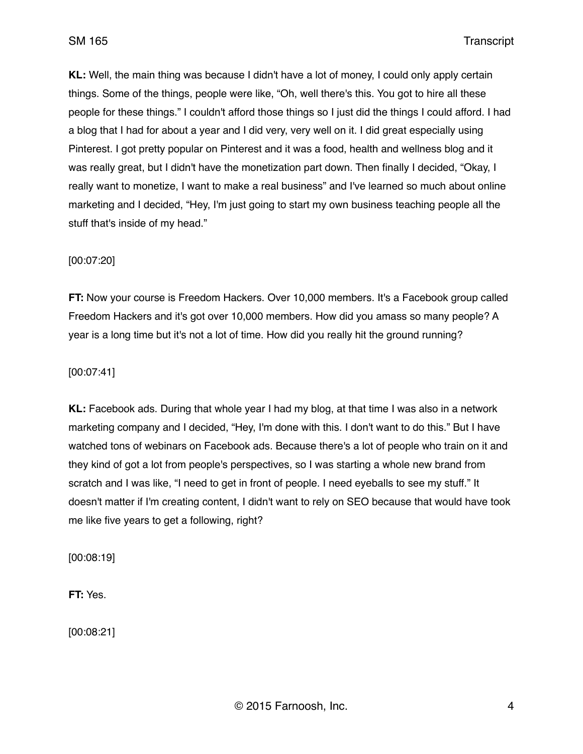**KL:** Well, the main thing was because I didn't have a lot of money, I could only apply certain things. Some of the things, people were like, "Oh, well there's this. You got to hire all these people for these things." I couldn't afford those things so I just did the things I could afford. I had a blog that I had for about a year and I did very, very well on it. I did great especially using Pinterest. I got pretty popular on Pinterest and it was a food, health and wellness blog and it was really great, but I didn't have the monetization part down. Then finally I decided, "Okay, I really want to monetize, I want to make a real business" and I've learned so much about online marketing and I decided, "Hey, I'm just going to start my own business teaching people all the stuff that's inside of my head."

[00:07:20]

**FT:** Now your course is Freedom Hackers. Over 10,000 members. It's a Facebook group called Freedom Hackers and it's got over 10,000 members. How did you amass so many people? A year is a long time but it's not a lot of time. How did you really hit the ground running?

[00:07:41]

**KL:** Facebook ads. During that whole year I had my blog, at that time I was also in a network marketing company and I decided, "Hey, I'm done with this. I don't want to do this." But I have watched tons of webinars on Facebook ads. Because there's a lot of people who train on it and they kind of got a lot from people's perspectives, so I was starting a whole new brand from scratch and I was like, "I need to get in front of people. I need eyeballs to see my stuff." It doesn't matter if I'm creating content, I didn't want to rely on SEO because that would have took me like five years to get a following, right?

[00:08:19]

**FT:** Yes.

[00:08:21]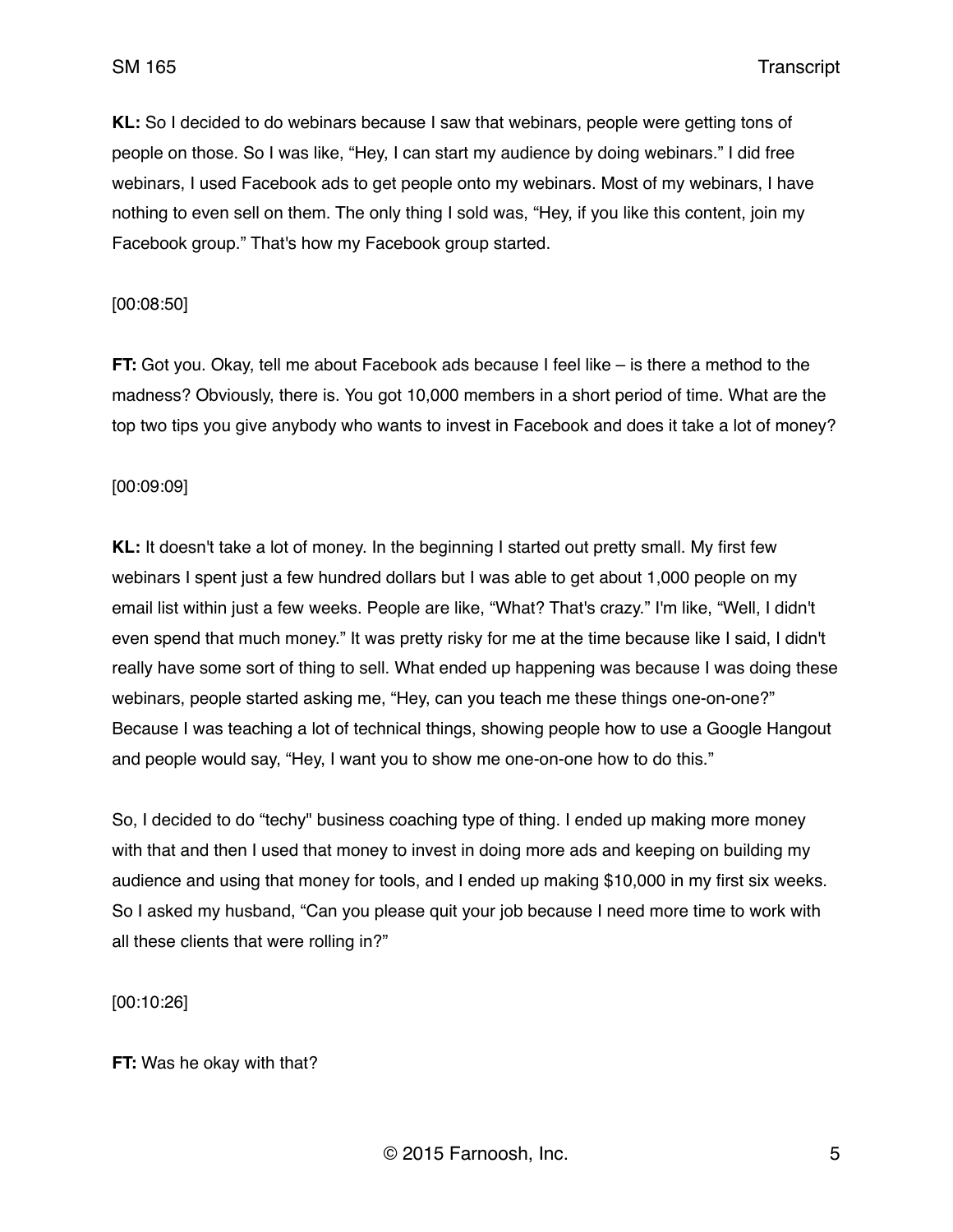**KL:** So I decided to do webinars because I saw that webinars, people were getting tons of people on those. So I was like, "Hey, I can start my audience by doing webinars." I did free webinars, I used Facebook ads to get people onto my webinars. Most of my webinars, I have nothing to even sell on them. The only thing I sold was, "Hey, if you like this content, join my Facebook group." That's how my Facebook group started.

[00:08:50]

**FT:** Got you. Okay, tell me about Facebook ads because I feel like – is there a method to the madness? Obviously, there is. You got 10,000 members in a short period of time. What are the top two tips you give anybody who wants to invest in Facebook and does it take a lot of money?

[00:09:09]

**KL:** It doesn't take a lot of money. In the beginning I started out pretty small. My first few webinars I spent just a few hundred dollars but I was able to get about 1,000 people on my email list within just a few weeks. People are like, "What? That's crazy." I'm like, "Well, I didn't even spend that much money." It was pretty risky for me at the time because like I said, I didn't really have some sort of thing to sell. What ended up happening was because I was doing these webinars, people started asking me, "Hey, can you teach me these things one-on-one?" Because I was teaching a lot of technical things, showing people how to use a Google Hangout and people would say, "Hey, I want you to show me one-on-one how to do this."

So, I decided to do "techy" business coaching type of thing. I ended up making more money with that and then I used that money to invest in doing more ads and keeping on building my audience and using that money for tools, and I ended up making $10,000 in my first six weeks. So I asked my husband, "Can you please quit your job because I need more time to work with all these clients that were rolling in?"

[00:10:26]

**FT:** Was he okay with that?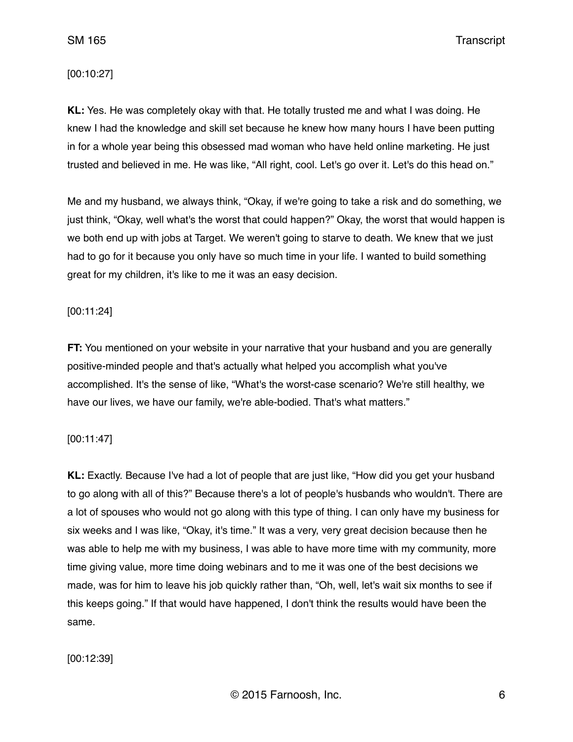[00:10:27]

**KL:** Yes. He was completely okay with that. He totally trusted me and what I was doing. He knew I had the knowledge and skill set because he knew how many hours I have been putting in for a whole year being this obsessed mad woman who have held online marketing. He just trusted and believed in me. He was like, "All right, cool. Let's go over it. Let's do this head on."

Me and my husband, we always think, "Okay, if we're going to take a risk and do something, we just think, "Okay, well what's the worst that could happen?" Okay, the worst that would happen is we both end up with jobs at Target. We weren't going to starve to death. We knew that we just had to go for it because you only have so much time in your life. I wanted to build something great for my children, it's like to me it was an easy decision.

[00:11:24]

**FT:** You mentioned on your website in your narrative that your husband and you are generally positive-minded people and that's actually what helped you accomplish what you've accomplished. It's the sense of like, "What's the worst-case scenario? We're still healthy, we have our lives, we have our family, we're able-bodied. That's what matters."

[00:11:47]

**KL:** Exactly. Because I've had a lot of people that are just like, "How did you get your husband to go along with all of this?" Because there's a lot of people's husbands who wouldn't. There are a lot of spouses who would not go along with this type of thing. I can only have my business for six weeks and I was like, "Okay, it's time." It was a very, very great decision because then he was able to help me with my business, I was able to have more time with my community, more time giving value, more time doing webinars and to me it was one of the best decisions we made, was for him to leave his job quickly rather than, "Oh, well, let's wait six months to see if this keeps going." If that would have happened, I don't think the results would have been the same.

[00:12:39]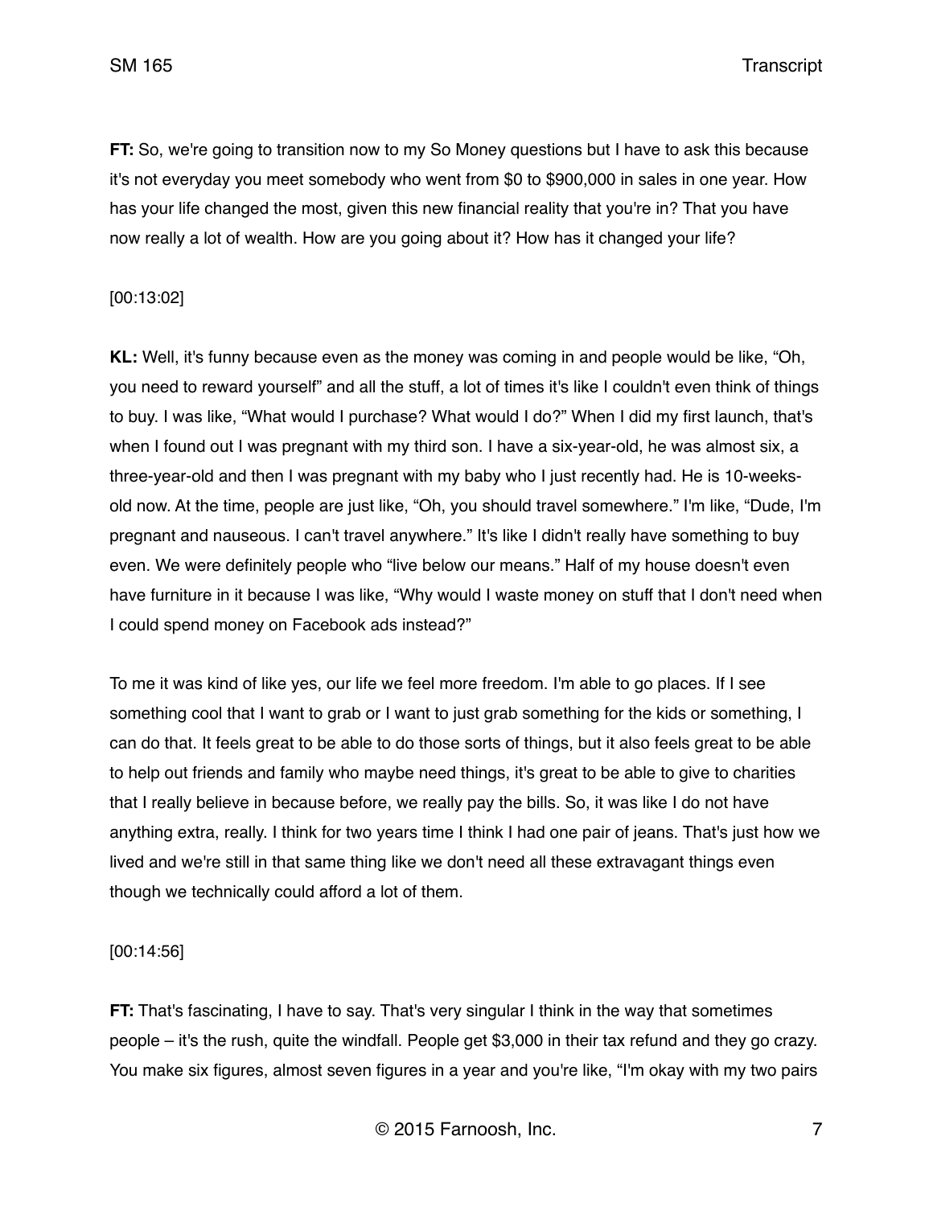**FT:** So, we're going to transition now to my So Money questions but I have to ask this because it's not everyday you meet somebody who went from $0 to $900,000 in sales in one year. How has your life changed the most, given this new financial reality that you're in? That you have now really a lot of wealth. How are you going about it? How has it changed your life?

[00:13:02]

**KL:** Well, it's funny because even as the money was coming in and people would be like, "Oh, you need to reward yourself" and all the stuff, a lot of times it's like I couldn't even think of things to buy. I was like, "What would I purchase? What would I do?" When I did my first launch, that's when I found out I was pregnant with my third son. I have a six-year-old, he was almost six, a three-year-old and then I was pregnant with my baby who I just recently had. He is 10-weeks-old now. At the time, people are just like, "Oh, you should travel somewhere." I'm like, "Dude, I'm pregnant and nauseous. I can't travel anywhere." It's like I didn't really have something to buy even. We were definitely people who "live below our means." Half of my house doesn't even have furniture in it because I was like, "Why would I waste money on stuff that I don't need when I could spend money on Facebook ads instead?"

To me it was kind of like yes, our life we feel more freedom. I'm able to go places. If I see something cool that I want to grab or I want to just grab something for the kids or something, I can do that. It feels great to be able to do those sorts of things, but it also feels great to be able to help out friends and family who maybe need things, it's great to be able to give to charities that I really believe in because before, we really pay the bills. So, it was like I do not have anything extra, really. I think for two years time I think I had one pair of jeans. That's just how we lived and we're still in that same thing like we don't need all these extravagant things even though we technically could afford a lot of them.

[00:14:56]

**FT:** That's fascinating, I have to say. That's very singular I think in the way that sometimes people – it's the rush, quite the windfall. People get $3,000 in their tax refund and they go crazy. You make six figures, almost seven figures in a year and you're like, "I'm okay with my two pairs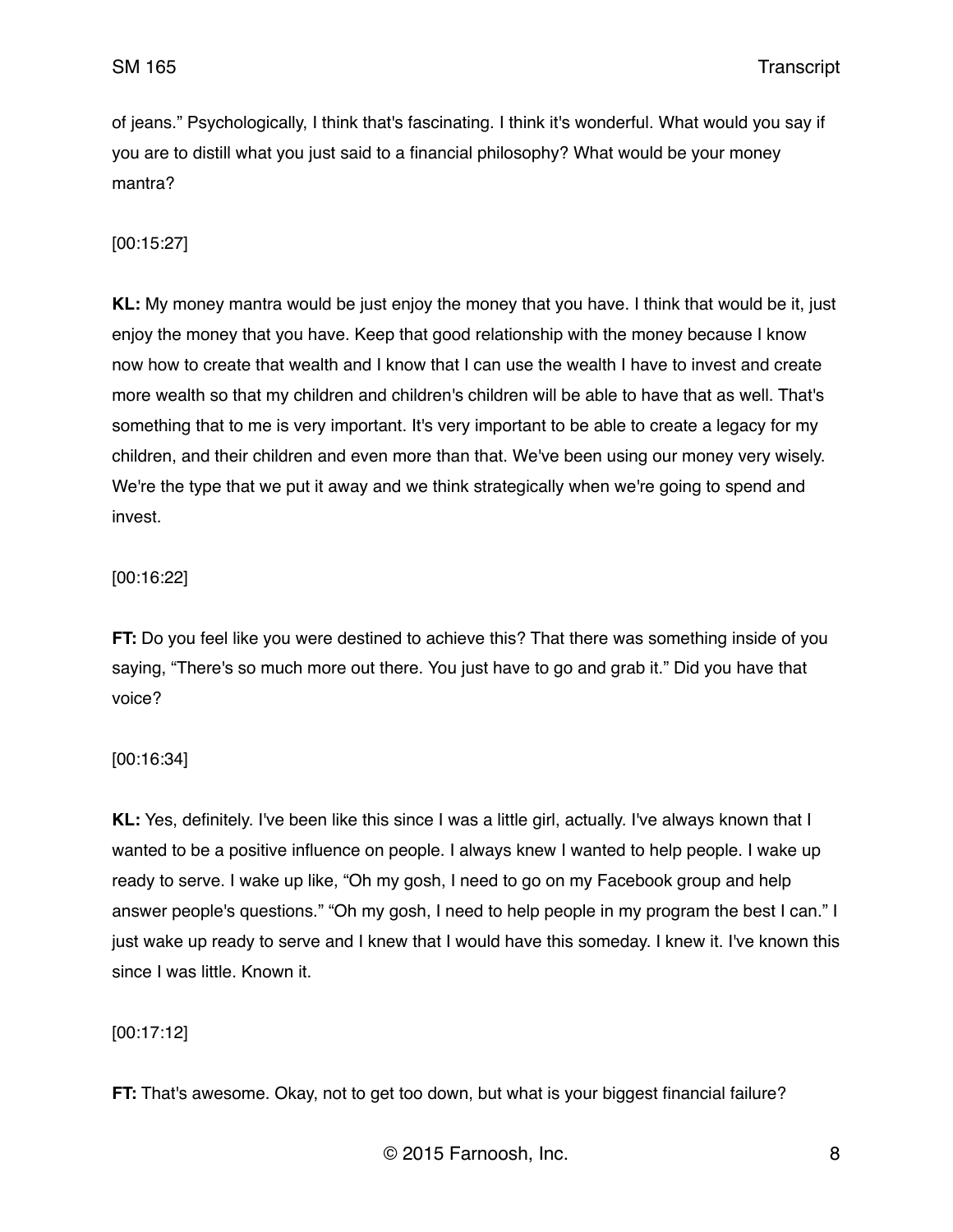of jeans." Psychologically, I think that's fascinating. I think it's wonderful. What would you say if you are to distill what you just said to a financial philosophy? What would be your money mantra?

[00:15:27]

**KL:** My money mantra would be just enjoy the money that you have. I think that would be it, just enjoy the money that you have. Keep that good relationship with the money because I know now how to create that wealth and I know that I can use the wealth I have to invest and create more wealth so that my children and children's children will be able to have that as well. That's something that to me is very important. It's very important to be able to create a legacy for my children, and their children and even more than that. We've been using our money very wisely. We're the type that we put it away and we think strategically when we're going to spend and invest.

[00:16:22]

**FT:** Do you feel like you were destined to achieve this? That there was something inside of you saying, "There's so much more out there. You just have to go and grab it." Did you have that voice?

[00:16:34]

**KL:** Yes, definitely. I've been like this since I was a little girl, actually. I've always known that I wanted to be a positive influence on people. I always knew I wanted to help people. I wake up ready to serve. I wake up like, "Oh my gosh, I need to go on my Facebook group and help answer people's questions." "Oh my gosh, I need to help people in my program the best I can." I just wake up ready to serve and I knew that I would have this someday. I knew it. I've known this since I was little. Known it.

[00:17:12]

**FT:** That's awesome. Okay, not to get too down, but what is your biggest financial failure?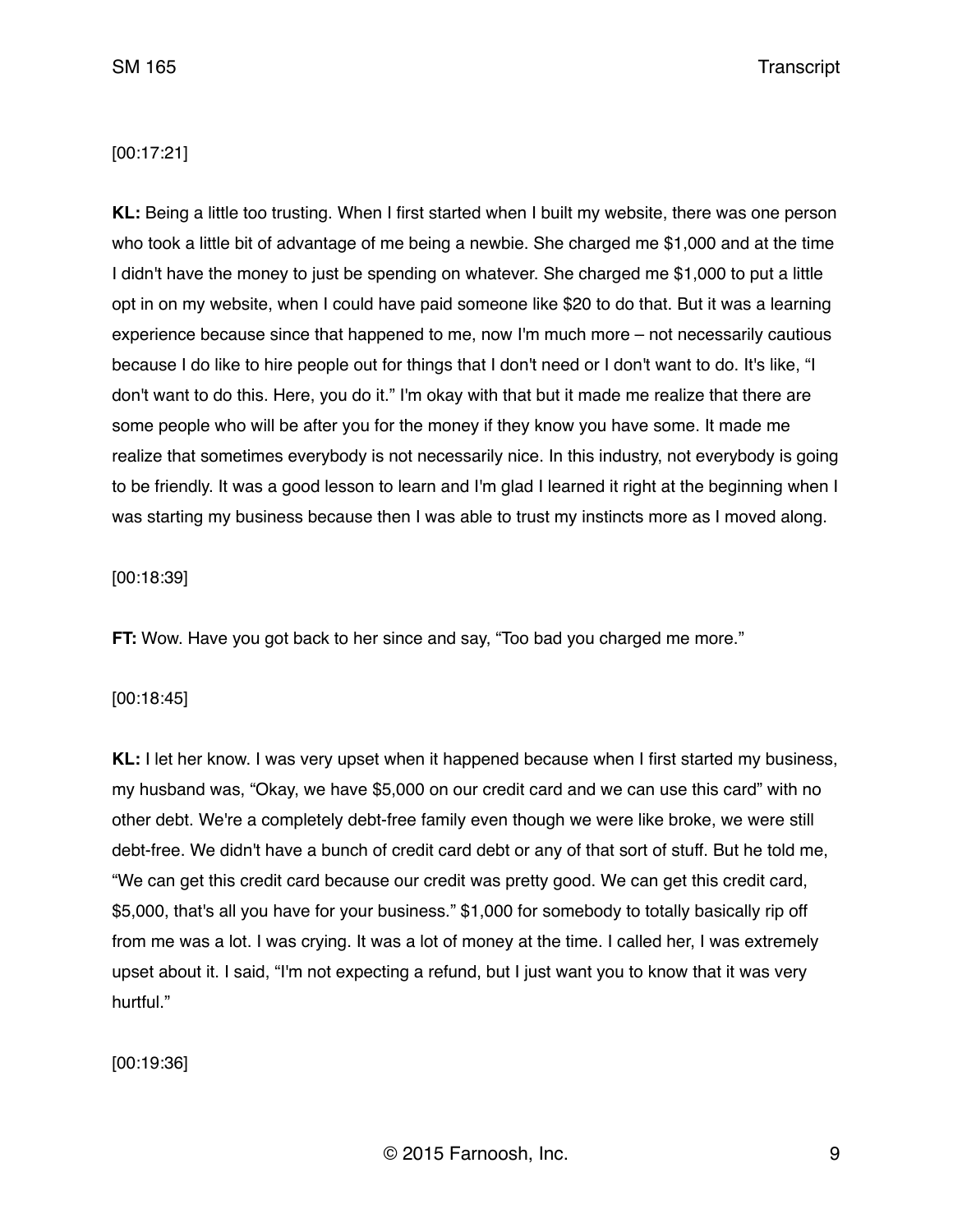[00:17:21]

**KL:** Being a little too trusting. When I first started when I built my website, there was one person who took a little bit of advantage of me being a newbie. She charged me $1,000 and at the time I didn't have the money to just be spending on whatever. She charged me $1,000 to put a little opt in on my website, when I could have paid someone like $20 to do that. But it was a learning experience because since that happened to me, now I'm much more – not necessarily cautious because I do like to hire people out for things that I don't need or I don't want to do. It's like, "I don't want to do this. Here, you do it." I'm okay with that but it made me realize that there are some people who will be after you for the money if they know you have some. It made me realize that sometimes everybody is not necessarily nice. In this industry, not everybody is going to be friendly. It was a good lesson to learn and I'm glad I learned it right at the beginning when I was starting my business because then I was able to trust my instincts more as I moved along.

[00:18:39]

**FT:** Wow. Have you got back to her since and say, "Too bad you charged me more."

[00:18:45]

**KL:** I let her know. I was very upset when it happened because when I first started my business, my husband was, "Okay, we have $5,000 on our credit card and we can use this card" with no other debt. We're a completely debt-free family even though we were like broke, we were still debt-free. We didn't have a bunch of credit card debt or any of that sort of stuff. But he told me, "We can get this credit card because our credit was pretty good. We can get this credit card, $5,000, that's all you have for your business." $1,000 for somebody to totally basically rip off from me was a lot. I was crying. It was a lot of money at the time. I called her, I was extremely upset about it. I said, "I'm not expecting a refund, but I just want you to know that it was very hurtful."

[00:19:36]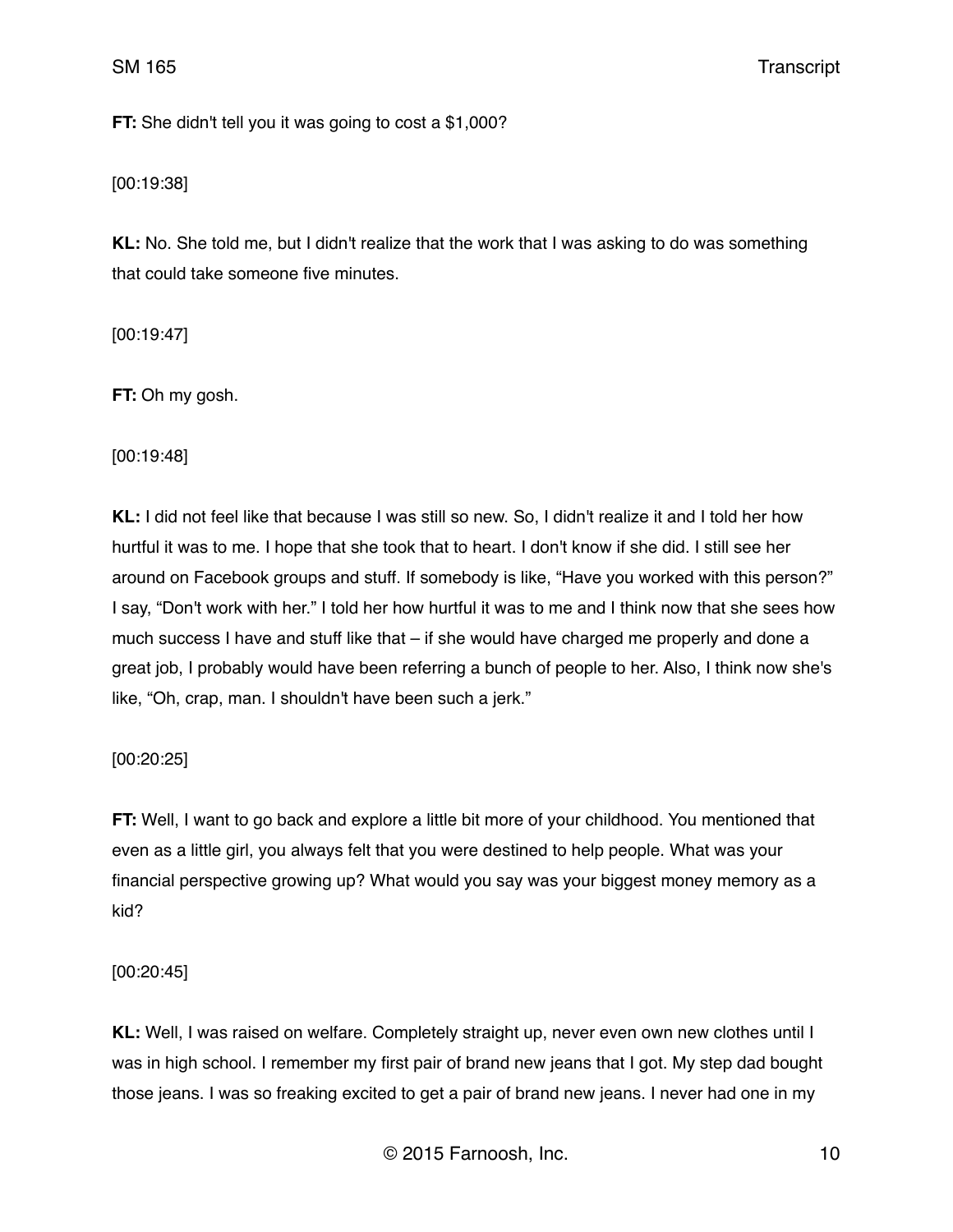**FT:** She didn't tell you it was going to cost a $1,000?

[00:19:38]

**KL:** No. She told me, but I didn't realize that the work that I was asking to do was something that could take someone five minutes.

[00:19:47]

**FT:** Oh my gosh.

[00:19:48]

**KL:** I did not feel like that because I was still so new. So, I didn't realize it and I told her how hurtful it was to me. I hope that she took that to heart. I don't know if she did. I still see her around on Facebook groups and stuff. If somebody is like, "Have you worked with this person?" I say, "Don't work with her." I told her how hurtful it was to me and I think now that she sees how much success I have and stuff like that – if she would have charged me properly and done a great job, I probably would have been referring a bunch of people to her. Also, I think now she's like, "Oh, crap, man. I shouldn't have been such a jerk."

[00:20:25]

**FT:** Well, I want to go back and explore a little bit more of your childhood. You mentioned that even as a little girl, you always felt that you were destined to help people. What was your financial perspective growing up? What would you say was your biggest money memory as a kid?

[00:20:45]

**KL:** Well, I was raised on welfare. Completely straight up, never even own new clothes until I was in high school. I remember my first pair of brand new jeans that I got. My step dad bought those jeans. I was so freaking excited to get a pair of brand new jeans. I never had one in my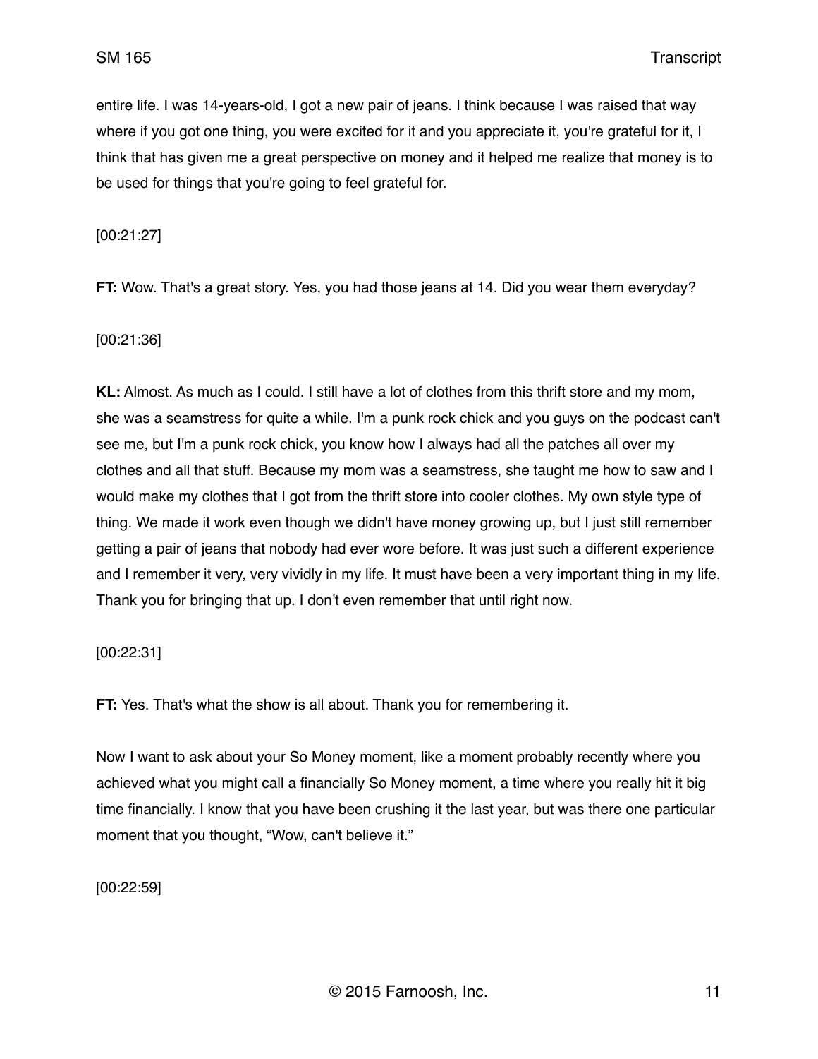entire life. I was 14-years-old, I got a new pair of jeans. I think because I was raised that way where if you got one thing, you were excited for it and you appreciate it, you're grateful for it, I think that has given me a great perspective on money and it helped me realize that money is to be used for things that you're going to feel grateful for.

[00:21:27]

**FT:** Wow. That's a great story. Yes, you had those jeans at 14. Did you wear them everyday?

[00:21:36]

**KL:** Almost. As much as I could. I still have a lot of clothes from this thrift store and my mom, she was a seamstress for quite a while. I'm a punk rock chick and you guys on the podcast can't see me, but I'm a punk rock chick, you know how I always had all the patches all over my clothes and all that stuff. Because my mom was a seamstress, she taught me how to saw and I would make my clothes that I got from the thrift store into cooler clothes. My own style type of thing. We made it work even though we didn't have money growing up, but I just still remember getting a pair of jeans that nobody had ever wore before. It was just such a different experience and I remember it very, very vividly in my life. It must have been a very important thing in my life. Thank you for bringing that up. I don't even remember that until right now.

[00:22:31]

**FT:** Yes. That's what the show is all about. Thank you for remembering it.

Now I want to ask about your So Money moment, like a moment probably recently where you achieved what you might call a financially So Money moment, a time where you really hit it big time financially. I know that you have been crushing it the last year, but was there one particular moment that you thought, "Wow, can't believe it."

[00:22:59]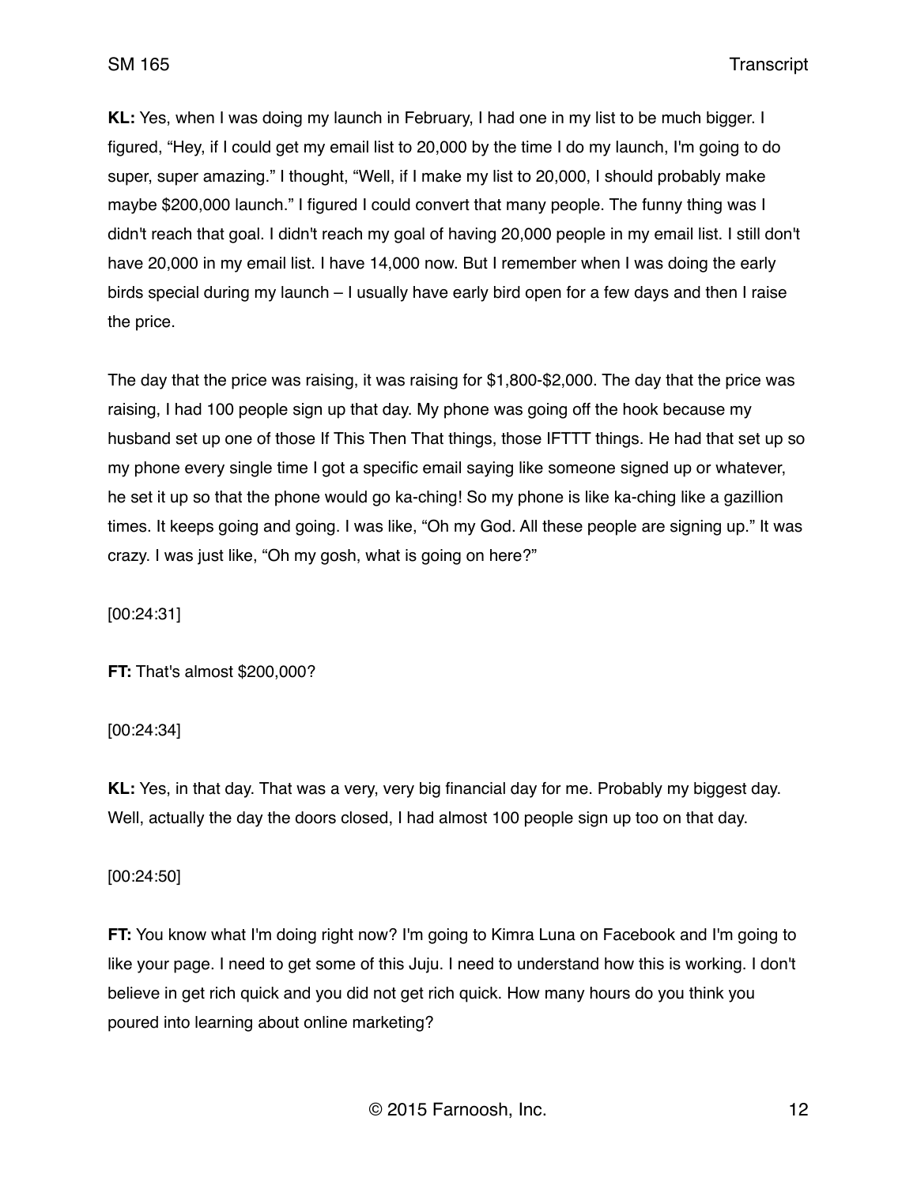**KL:** Yes, when I was doing my launch in February, I had one in my list to be much bigger. I figured, "Hey, if I could get my email list to 20,000 by the time I do my launch, I'm going to do super, super amazing." I thought, "Well, if I make my list to 20,000, I should probably make maybe $200,000 launch." I figured I could convert that many people. The funny thing was I didn't reach that goal. I didn't reach my goal of having 20,000 people in my email list. I still don't have 20,000 in my email list. I have 14,000 now. But I remember when I was doing the early birds special during my launch – I usually have early bird open for a few days and then I raise the price.

The day that the price was raising, it was raising for $1,800-$2,000. The day that the price was raising, I had 100 people sign up that day. My phone was going off the hook because my husband set up one of those If This Then That things, those IFTTT things. He had that set up so my phone every single time I got a specific email saying like someone signed up or whatever, he set it up so that the phone would go ka-ching! So my phone is like ka-ching like a gazillion times. It keeps going and going. I was like, "Oh my God. All these people are signing up." It was crazy. I was just like, "Oh my gosh, what is going on here?"

[00:24:31]

**FT:** That's almost $200,000?

[00:24:34]

**KL:** Yes, in that day. That was a very, very big financial day for me. Probably my biggest day. Well, actually the day the doors closed, I had almost 100 people sign up too on that day.

[00:24:50]

**FT:** You know what I'm doing right now? I'm going to Kimra Luna on Facebook and I'm going to like your page. I need to get some of this Juju. I need to understand how this is working. I don't believe in get rich quick and you did not get rich quick. How many hours do you think you poured into learning about online marketing?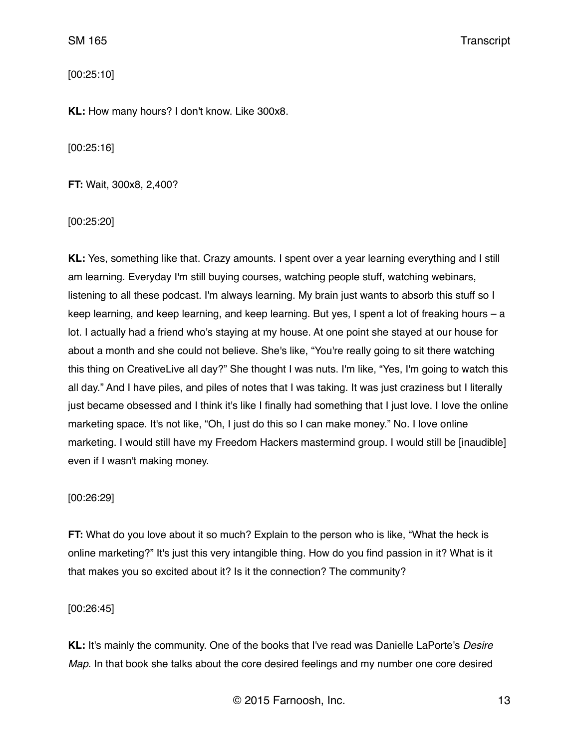[00:25:10]

**KL:** How many hours? I don't know. Like 300x8.

[00:25:16]

**FT:** Wait, 300x8, 2,400?

[00:25:20]

**KL:** Yes, something like that. Crazy amounts. I spent over a year learning everything and I still am learning. Everyday I'm still buying courses, watching people stuff, watching webinars, listening to all these podcast. I'm always learning. My brain just wants to absorb this stuff so I keep learning, and keep learning, and keep learning. But yes, I spent a lot of freaking hours – a lot. I actually had a friend who's staying at my house. At one point she stayed at our house for about a month and she could not believe. She's like, "You're really going to sit there watching this thing on CreativeLive all day?" She thought I was nuts. I'm like, "Yes, I'm going to watch this all day." And I have piles, and piles of notes that I was taking. It was just craziness but I literally just became obsessed and I think it's like I finally had something that I just love. I love the online marketing space. It's not like, "Oh, I just do this so I can make money." No. I love online marketing. I would still have my Freedom Hackers mastermind group. I would still be [inaudible] even if I wasn't making money.

[00:26:29]

**FT:** What do you love about it so much? Explain to the person who is like, "What the heck is online marketing?" It's just this very intangible thing. How do you find passion in it? What is it that makes you so excited about it? Is it the connection? The community?

[00:26:45]

**KL:** It's mainly the community. One of the books that I've read was Danielle LaPorte's *Desire Map*. In that book she talks about the core desired feelings and my number one core desired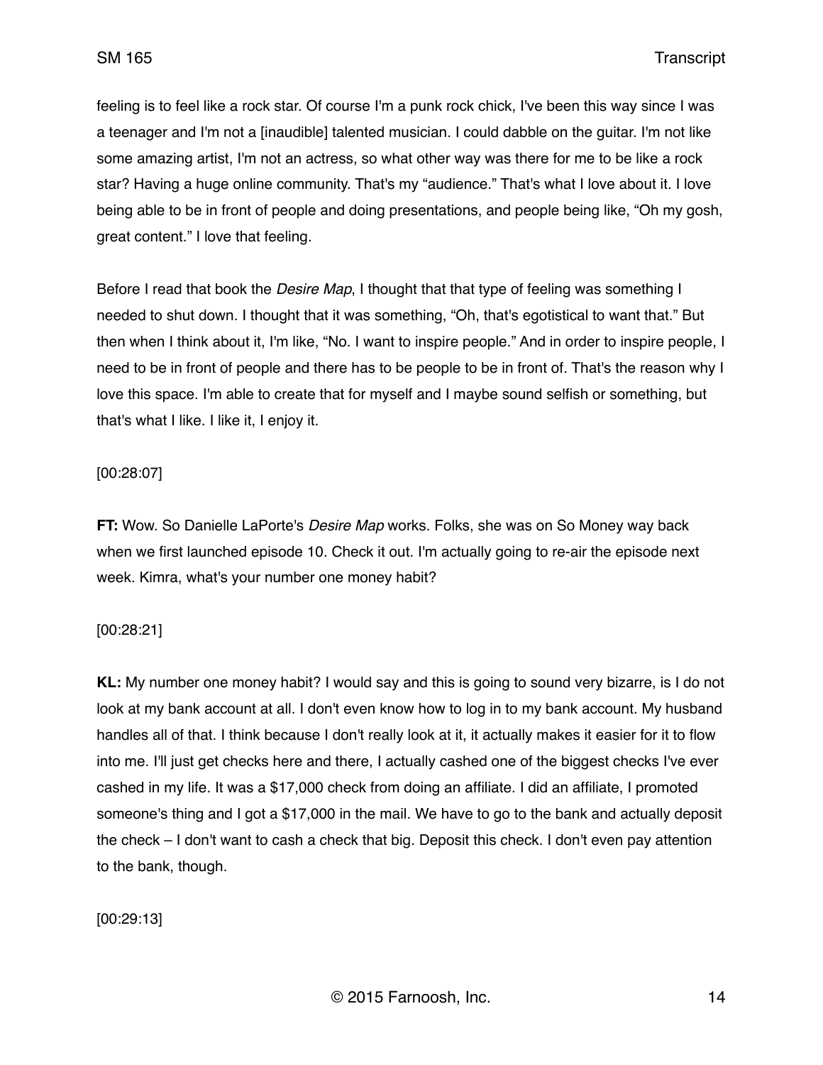feeling is to feel like a rock star. Of course I'm a punk rock chick, I've been this way since I was a teenager and I'm not a [inaudible] talented musician. I could dabble on the guitar. I'm not like some amazing artist, I'm not an actress, so what other way was there for me to be like a rock star? Having a huge online community. That's my "audience." That's what I love about it. I love being able to be in front of people and doing presentations, and people being like, "Oh my gosh, great content." I love that feeling.

Before I read that book the *Desire Map*, I thought that that type of feeling was something I needed to shut down. I thought that it was something, "Oh, that's egotistical to want that." But then when I think about it, I'm like, "No. I want to inspire people." And in order to inspire people, I need to be in front of people and there has to be people to be in front of. That's the reason why I love this space. I'm able to create that for myself and I maybe sound selfish or something, but that's what I like. I like it, I enjoy it.

[00:28:07]

**FT:** Wow. So Danielle LaPorte's *Desire Map* works. Folks, she was on So Money way back when we first launched episode 10. Check it out. I'm actually going to re-air the episode next week. Kimra, what's your number one money habit?

[00:28:21]

**KL:** My number one money habit? I would say and this is going to sound very bizarre, is I do not look at my bank account at all. I don't even know how to log in to my bank account. My husband handles all of that. I think because I don't really look at it, it actually makes it easier for it to flow into me. I'll just get checks here and there, I actually cashed one of the biggest checks I've ever cashed in my life. It was a $17,000 check from doing an affiliate. I did an affiliate, I promoted someone's thing and I got a $17,000 in the mail. We have to go to the bank and actually deposit the check – I don't want to cash a check that big. Deposit this check. I don't even pay attention to the bank, though.

[00:29:13]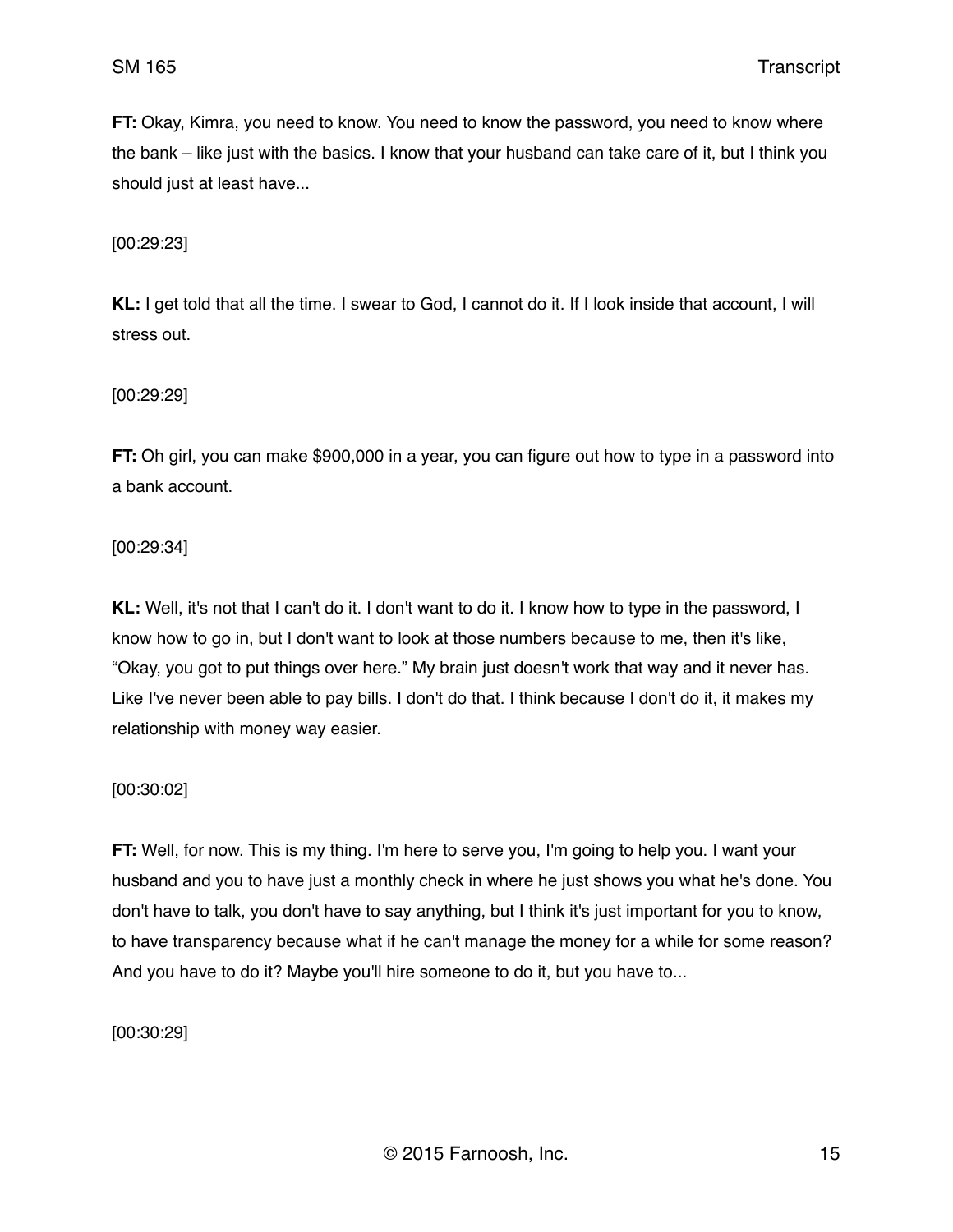**FT:** Okay, Kimra, you need to know. You need to know the password, you need to know where the bank – like just with the basics. I know that your husband can take care of it, but I think you should just at least have...

[00:29:23]

**KL:** I get told that all the time. I swear to God, I cannot do it. If I look inside that account, I will stress out.

[00:29:29]

**FT:** Oh girl, you can make $900,000 in a year, you can figure out how to type in a password into a bank account.

[00:29:34]

**KL:** Well, it's not that I can't do it. I don't want to do it. I know how to type in the password, I know how to go in, but I don't want to look at those numbers because to me, then it's like, "Okay, you got to put things over here." My brain just doesn't work that way and it never has. Like I've never been able to pay bills. I don't do that. I think because I don't do it, it makes my relationship with money way easier.

[00:30:02]

**FT:** Well, for now. This is my thing. I'm here to serve you, I'm going to help you. I want your husband and you to have just a monthly check in where he just shows you what he's done. You don't have to talk, you don't have to say anything, but I think it's just important for you to know, to have transparency because what if he can't manage the money for a while for some reason? And you have to do it? Maybe you'll hire someone to do it, but you have to...

[00:30:29]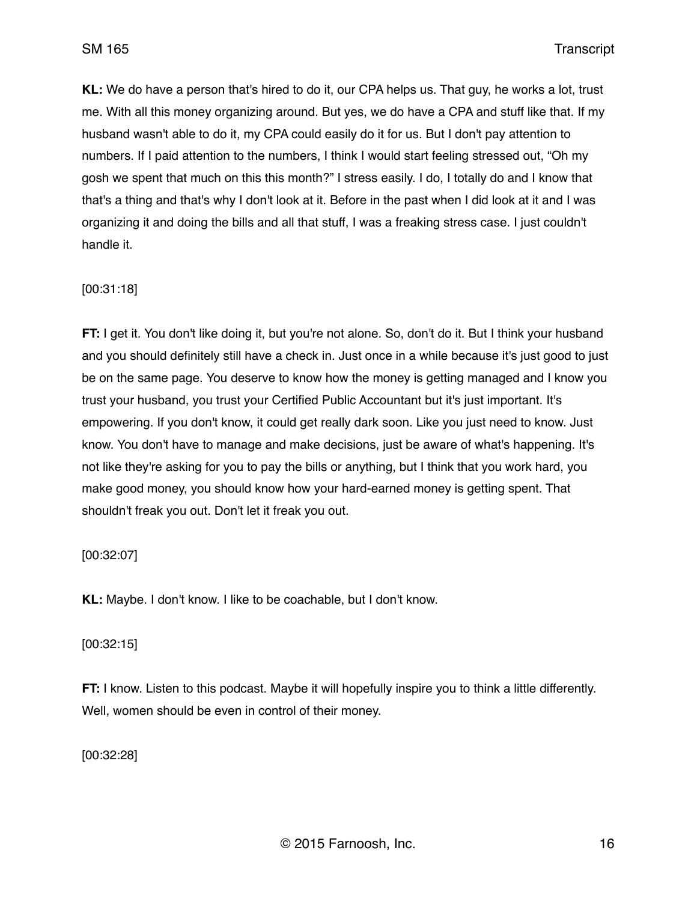**KL:** We do have a person that's hired to do it, our CPA helps us. That guy, he works a lot, trust me. With all this money organizing around. But yes, we do have a CPA and stuff like that. If my husband wasn't able to do it, my CPA could easily do it for us. But I don't pay attention to numbers. If I paid attention to the numbers, I think I would start feeling stressed out, "Oh my gosh we spent that much on this this month?" I stress easily. I do, I totally do and I know that that's a thing and that's why I don't look at it. Before in the past when I did look at it and I was organizing it and doing the bills and all that stuff, I was a freaking stress case. I just couldn't handle it.

[00:31:18]

**FT:** I get it. You don't like doing it, but you're not alone. So, don't do it. But I think your husband and you should definitely still have a check in. Just once in a while because it's just good to just be on the same page. You deserve to know how the money is getting managed and I know you trust your husband, you trust your Certified Public Accountant but it's just important. It's empowering. If you don't know, it could get really dark soon. Like you just need to know. Just know. You don't have to manage and make decisions, just be aware of what's happening. It's not like they're asking for you to pay the bills or anything, but I think that you work hard, you make good money, you should know how your hard-earned money is getting spent. That shouldn't freak you out. Don't let it freak you out.

[00:32:07]

**KL:** Maybe. I don't know. I like to be coachable, but I don't know.

[00:32:15]

**FT:** I know. Listen to this podcast. Maybe it will hopefully inspire you to think a little differently. Well, women should be even in control of their money.

[00:32:28]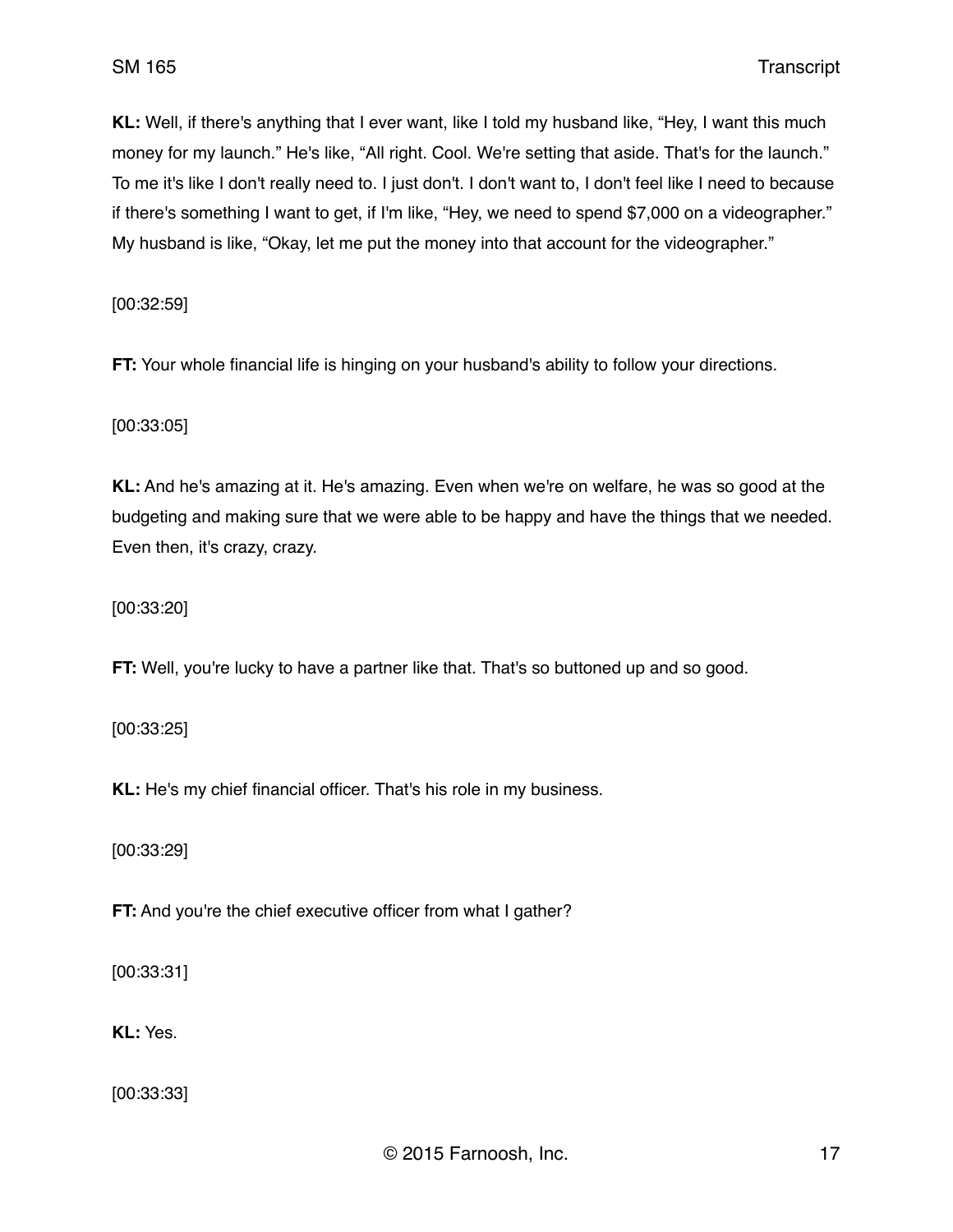**KL:** Well, if there's anything that I ever want, like I told my husband like, "Hey, I want this much money for my launch." He's like, "All right. Cool. We're setting that aside. That's for the launch." To me it's like I don't really need to. I just don't. I don't want to, I don't feel like I need to because if there's something I want to get, if I'm like, "Hey, we need to spend $7,000 on a videographer." My husband is like, "Okay, let me put the money into that account for the videographer."

[00:32:59]

**FT:** Your whole financial life is hinging on your husband's ability to follow your directions.

[00:33:05]

**KL:** And he's amazing at it. He's amazing. Even when we're on welfare, he was so good at the budgeting and making sure that we were able to be happy and have the things that we needed. Even then, it's crazy, crazy.

[00:33:20]

**FT:** Well, you're lucky to have a partner like that. That's so buttoned up and so good.

[00:33:25]

**KL:** He's my chief financial officer. That's his role in my business.

[00:33:29]

**FT:** And you're the chief executive officer from what I gather?

[00:33:31]

**KL:** Yes.

[00:33:33]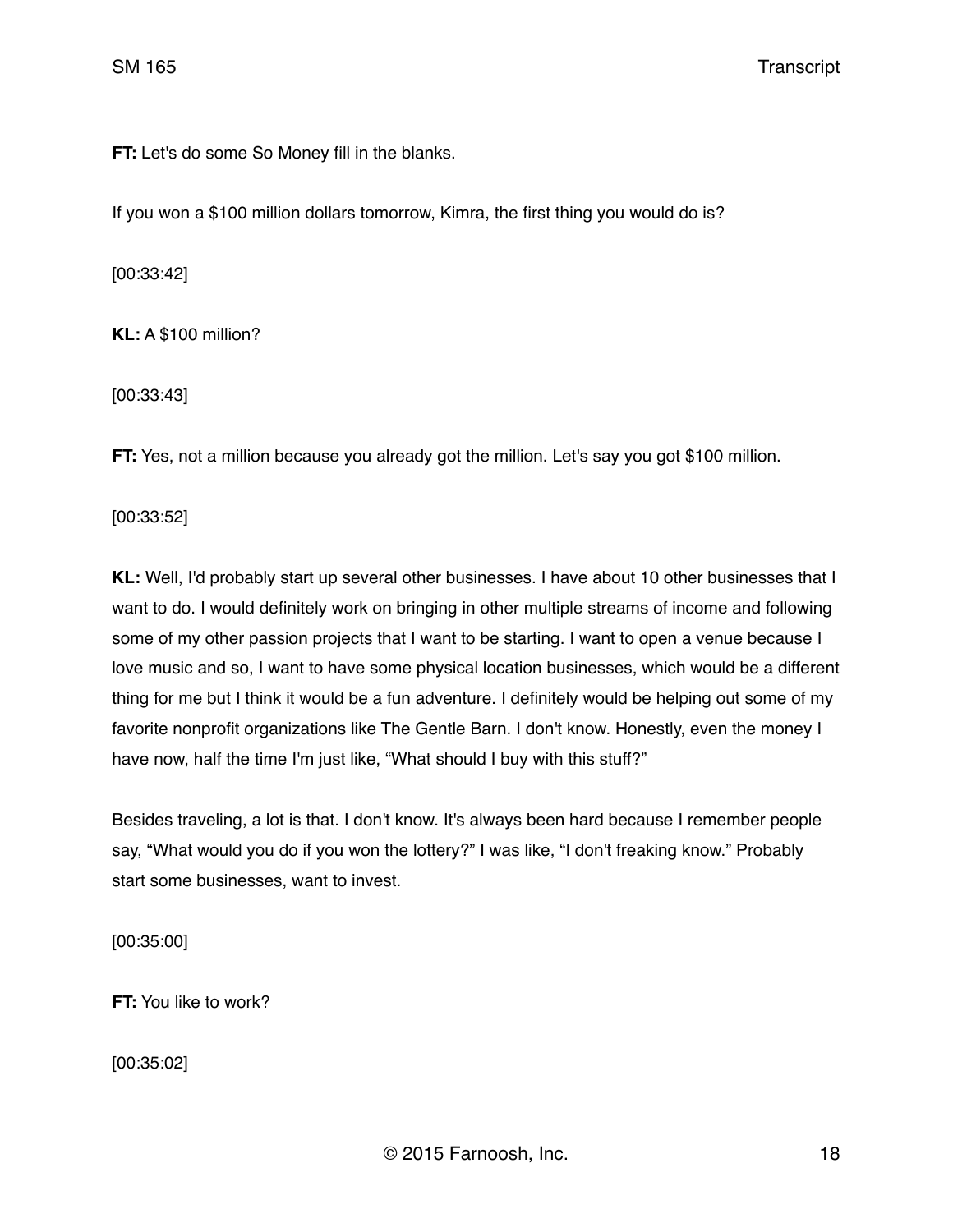**FT:** Let's do some So Money fill in the blanks.

If you won a $100 million dollars tomorrow, Kimra, the first thing you would do is?

[00:33:42]

**KL:** A $100 million?

[00:33:43]

**FT:** Yes, not a million because you already got the million. Let's say you got $100 million.

[00:33:52]

**KL:** Well, I'd probably start up several other businesses. I have about 10 other businesses that I want to do. I would definitely work on bringing in other multiple streams of income and following some of my other passion projects that I want to be starting. I want to open a venue because I love music and so, I want to have some physical location businesses, which would be a different thing for me but I think it would be a fun adventure. I definitely would be helping out some of my favorite nonprofit organizations like The Gentle Barn. I don't know. Honestly, even the money I have now, half the time I'm just like, "What should I buy with this stuff?"

Besides traveling, a lot is that. I don't know. It's always been hard because I remember people say, "What would you do if you won the lottery?" I was like, "I don't freaking know." Probably start some businesses, want to invest.

[00:35:00]

**FT:** You like to work?

[00:35:02]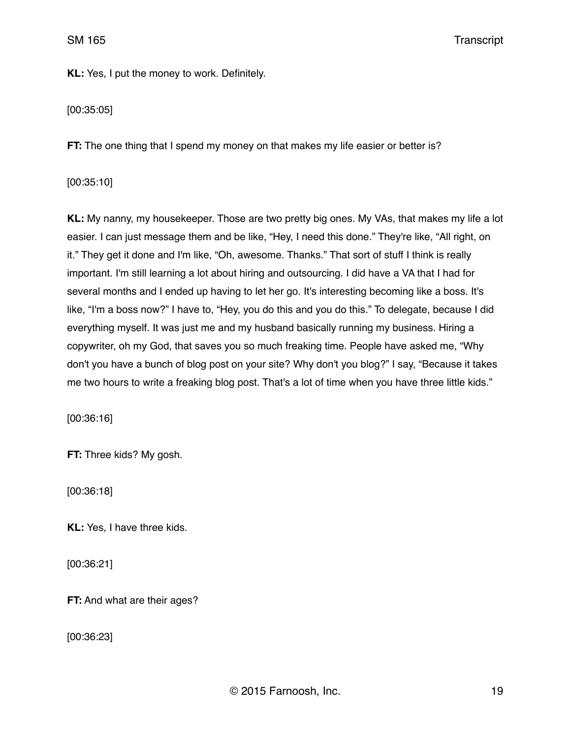**KL:** Yes, I put the money to work. Definitely.

[00:35:05]

**FT:** The one thing that I spend my money on that makes my life easier or better is?

[00:35:10]

**KL:** My nanny, my housekeeper. Those are two pretty big ones. My VAs, that makes my life a lot easier. I can just message them and be like, "Hey, I need this done." They're like, "All right, on it." They get it done and I'm like, "Oh, awesome. Thanks." That sort of stuff I think is really important. I'm still learning a lot about hiring and outsourcing. I did have a VA that I had for several months and I ended up having to let her go. It's interesting becoming like a boss. It's like, "I'm a boss now?" I have to, "Hey, you do this and you do this." To delegate, because I did everything myself. It was just me and my husband basically running my business. Hiring a copywriter, oh my God, that saves you so much freaking time. People have asked me, "Why don't you have a bunch of blog post on your site? Why don't you blog?" I say, "Because it takes me two hours to write a freaking blog post. That's a lot of time when you have three little kids."

[00:36:16]

**FT:** Three kids? My gosh.

[00:36:18]

**KL:** Yes, I have three kids.

[00:36:21]

**FT:** And what are their ages?

[00:36:23]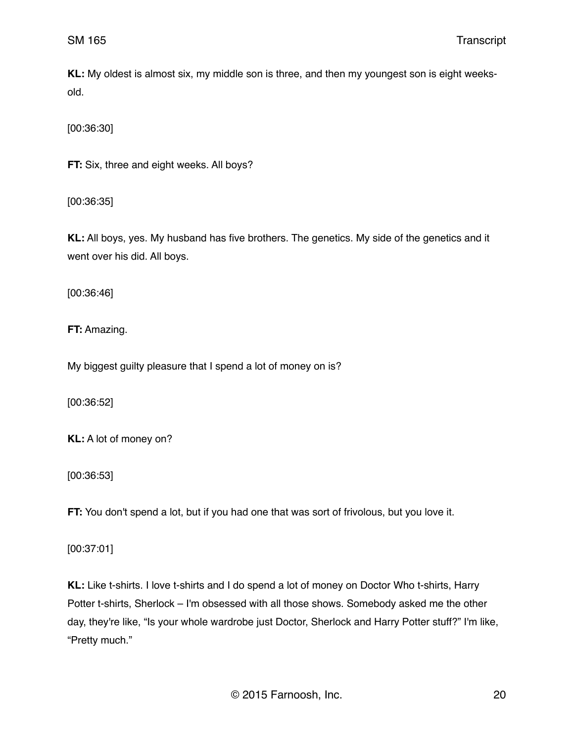**KL:** My oldest is almost six, my middle son is three, and then my youngest son is eight weeks-old.

[00:36:30]

**FT:** Six, three and eight weeks. All boys?

[00:36:35]

**KL:** All boys, yes. My husband has five brothers. The genetics. My side of the genetics and it went over his did. All boys.

[00:36:46]

**FT:** Amazing.

My biggest guilty pleasure that I spend a lot of money on is?

[00:36:52]

**KL:** A lot of money on?

[00:36:53]

**FT:** You don't spend a lot, but if you had one that was sort of frivolous, but you love it.

[00:37:01]

**KL:** Like t-shirts. I love t-shirts and I do spend a lot of money on Doctor Who t-shirts, Harry Potter t-shirts, Sherlock – I'm obsessed with all those shows. Somebody asked me the other day, they're like, "Is your whole wardrobe just Doctor, Sherlock and Harry Potter stuff?" I'm like, "Pretty much."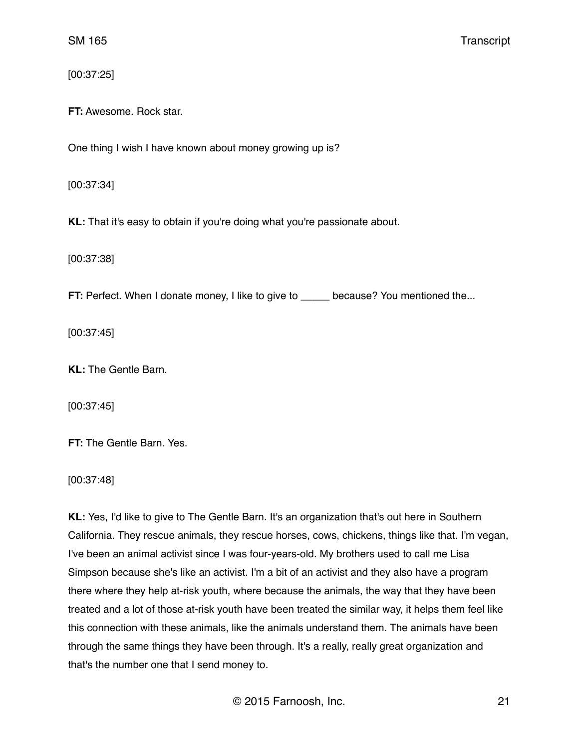[00:37:25]

**FT:** Awesome. Rock star.

One thing I wish I have known about money growing up is?

[00:37:34]

**KL:** That it's easy to obtain if you're doing what you're passionate about.

[00:37:38]

**FT:** Perfect. When I donate money, I like to give to _____ because? You mentioned the...

[00:37:45]

**KL:** The Gentle Barn.

[00:37:45]

**FT:** The Gentle Barn. Yes.

[00:37:48]

**KL:** Yes, I'd like to give to The Gentle Barn. It's an organization that's out here in Southern California. They rescue animals, they rescue horses, cows, chickens, things like that. I'm vegan, I've been an animal activist since I was four-years-old. My brothers used to call me Lisa Simpson because she's like an activist. I'm a bit of an activist and they also have a program there where they help at-risk youth, where because the animals, the way that they have been treated and a lot of those at-risk youth have been treated the similar way, it helps them feel like this connection with these animals, like the animals understand them. The animals have been through the same things they have been through. It's a really, really great organization and that's the number one that I send money to.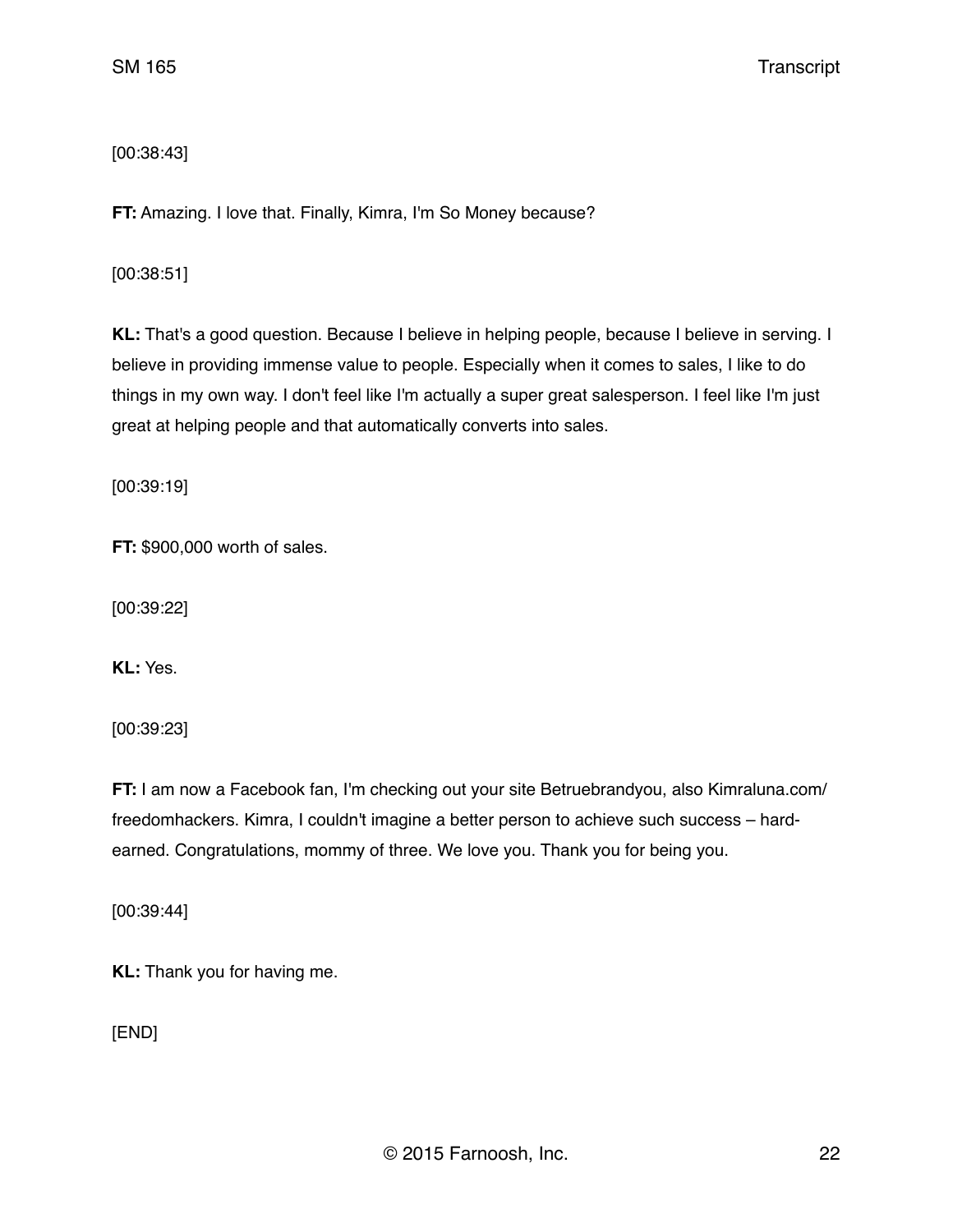[00:38:43]

**FT:** Amazing. I love that. Finally, Kimra, I'm So Money because?

[00:38:51]

**KL:** That's a good question. Because I believe in helping people, because I believe in serving. I believe in providing immense value to people. Especially when it comes to sales, I like to do things in my own way. I don't feel like I'm actually a super great salesperson. I feel like I'm just great at helping people and that automatically converts into sales.

[00:39:19]

**FT:** $900,000 worth of sales.

[00:39:22]

**KL:** Yes.

[00:39:23]

**FT:** I am now a Facebook fan, I'm checking out your site Betruebrandyou, also Kimraluna.com/freedomhackers. Kimra, I couldn't imagine a better person to achieve such success – hard-earned. Congratulations, mommy of three. We love you. Thank you for being you.

[00:39:44]

**KL:** Thank you for having me.

[END]